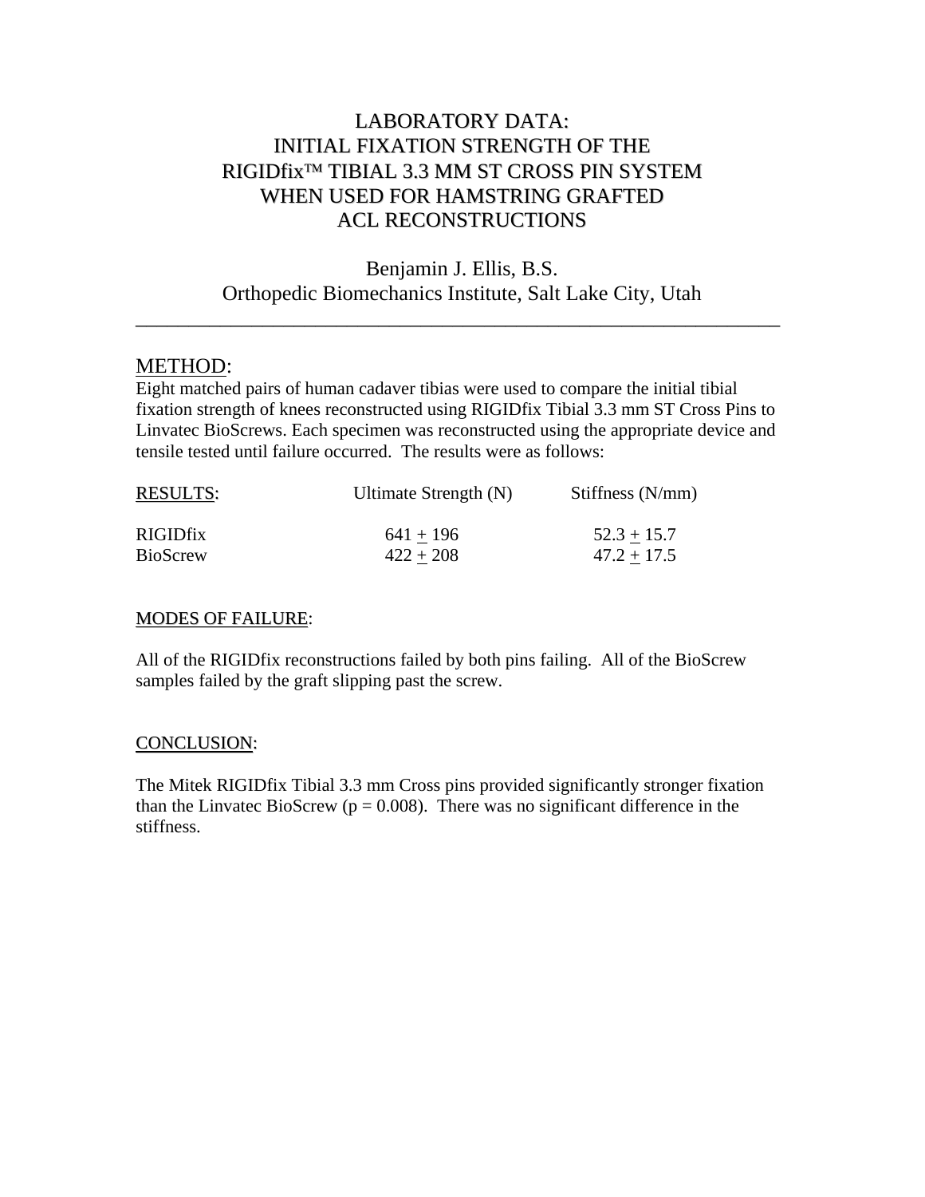# LABORATORY DATA: INITIAL FIXATION STRENGTH OF THE RIGIDfix™ TIBIAL 3.3 MM ST CROSS PIN SYSTEM WHEN USED FOR HAMSTRING GRAFTED ACL RECONSTRUCTIONS

Benjamin J. Ellis, B.S.
Orthopedic Biomechanics Institute, Salt Lake City, Utah

---

## METHOD:

Eight matched pairs of human cadaver tibias were used to compare the initial tibial fixation strength of knees reconstructed using RIGIDfix Tibial 3.3 mm ST Cross Pins to Linvatec BioScrews. Each specimen was reconstructed using the appropriate device and tensile tested until failure occurred. The results were as follows:

| RESULTS: | Ultimate Strength (N) | Stiffness (N/mm) |
|---|---|---|
| RIGIDfix | $641 \pm 196$ | $52.3 \pm 15.7$ |
| BioScrew | $422 \pm 208$ | $47.2 \pm 17.5$ |

### MODES OF FAILURE:

All of the RIGIDfix reconstructions failed by both pins failing. All of the BioScrew samples failed by the graft slipping past the screw.

### CONCLUSION:

The Mitek RIGIDfix Tibial 3.3 mm Cross pins provided significantly stronger fixation than the Linvatec BioScrew ($p = 0.008$). There was no significant difference in the stiffness.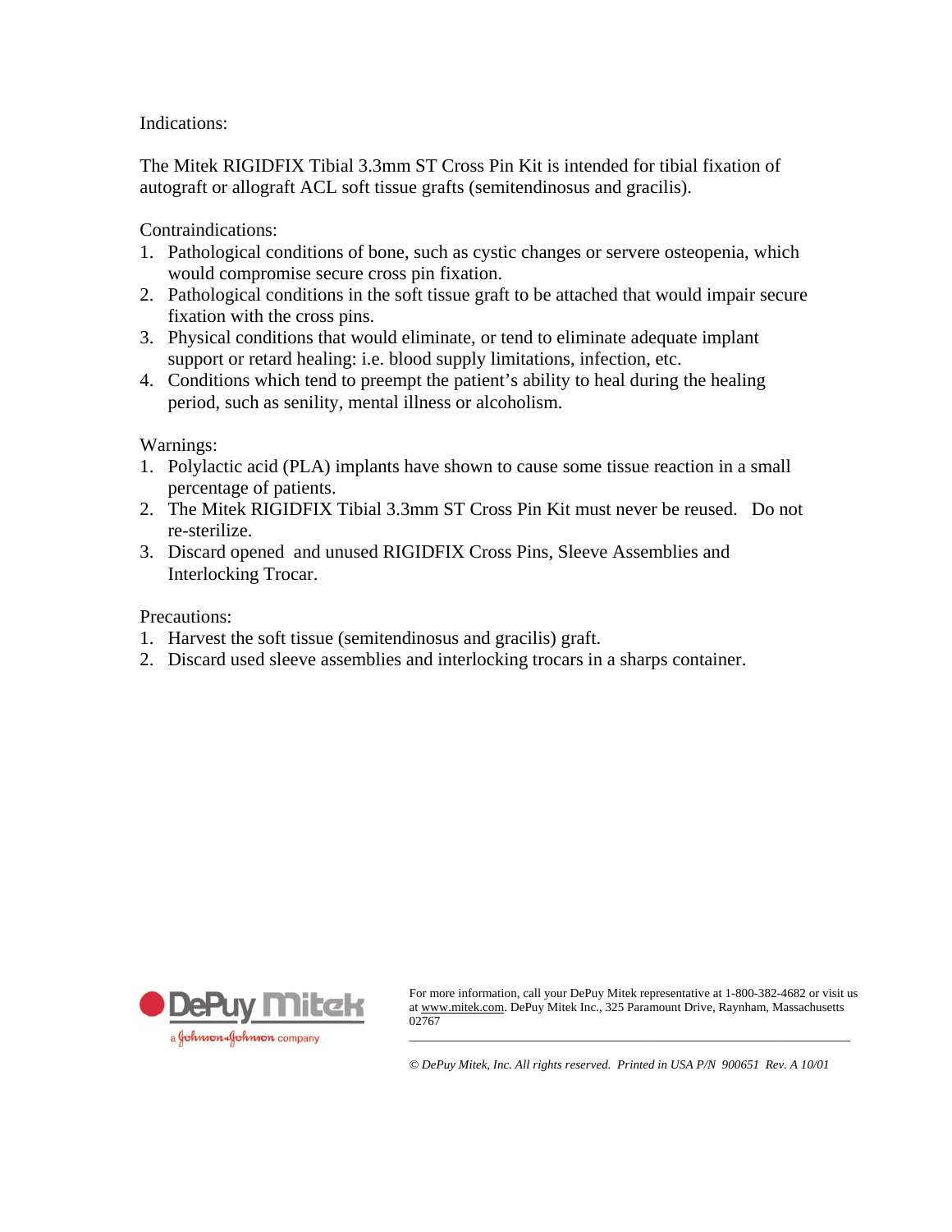Indications:

The Mitek RIGIDFIX Tibial 3.3mm ST Cross Pin Kit is intended for tibial fixation of autograft or allograft ACL soft tissue grafts (semitendinosus and gracilis).

Contraindications:

1. Pathological conditions of bone, such as cystic changes or servere osteopenia, which would compromise secure cross pin fixation.
2. Pathological conditions in the soft tissue graft to be attached that would impair secure fixation with the cross pins.
3. Physical conditions that would eliminate, or tend to eliminate adequate implant support or retard healing: i.e. blood supply limitations, infection, etc.
4. Conditions which tend to preempt the patient's ability to heal during the healing period, such as senility, mental illness or alcoholism.

Warnings:

1. Polylactic acid (PLA) implants have shown to cause some tissue reaction in a small percentage of patients.
2. The Mitek RIGIDFIX Tibial 3.3mm ST Cross Pin Kit must never be reused. Do not re-sterilize.
3. Discard opened and unused RIGIDFIX Cross Pins, Sleeve Assemblies and Interlocking Trocar.

Precautions:

1. Harvest the soft tissue (semitendinosus and gracilis) graft.
2. Discard used sleeve assemblies and interlocking trocars in a sharps container.

DePuy Mitek
a Johnson & Johnson company

For more information, call your DePuy Mitek representative at 1-800-382-4682 or visit us at www.mitek.com. DePuy Mitek Inc., 325 Paramount Drive, Raynham, Massachusetts 02767

*© DePuy Mitek, Inc. All rights reserved. Printed in USA P/N 900651 Rev. A 10/01*